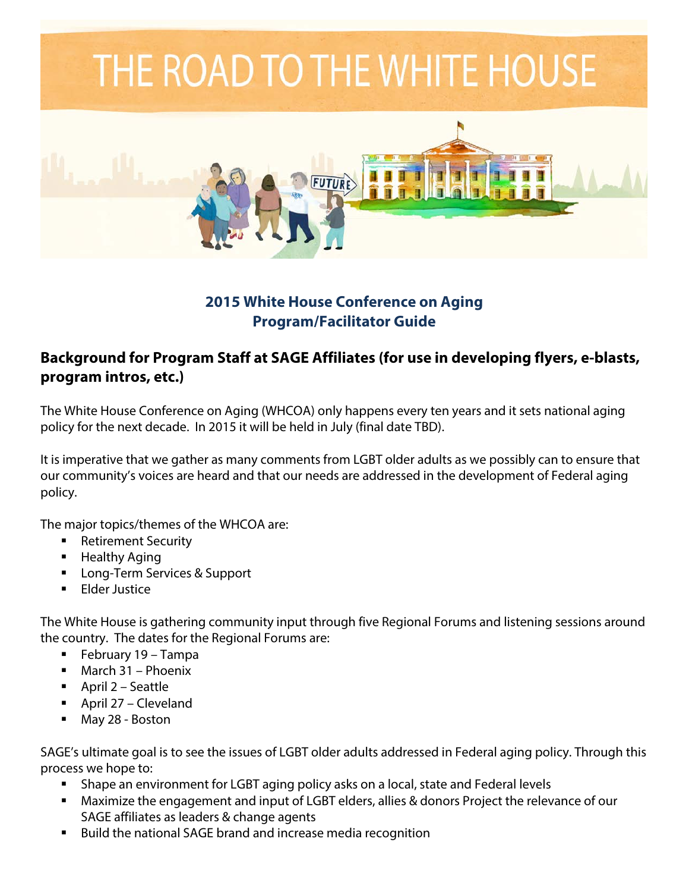# THE ROAD TO THE WHITE HOUSE

**2015 White House Conference on Aging**
**Program/Facilitator Guide**

## Background for Program Staff at SAGE Affiliates (for use in developing flyers, e-blasts, program intros, etc.)

The White House Conference on Aging (WHCOA) only happens every ten years and it sets national aging policy for the next decade. In 2015 it will be held in July (final date TBD).

It is imperative that we gather as many comments from LGBT older adults as we possibly can to ensure that our community's voices are heard and that our needs are addressed in the development of Federal aging policy.

The major topics/themes of the WHCOA are:

- Retirement Security
- Healthy Aging
- Long-Term Services & Support
- Elder Justice

The White House is gathering community input through five Regional Forums and listening sessions around the country. The dates for the Regional Forums are:

- February 19 – Tampa
- March 31 – Phoenix
- April 2 – Seattle
- April 27 – Cleveland
- May 28 - Boston

SAGE's ultimate goal is to see the issues of LGBT older adults addressed in Federal aging policy. Through this process we hope to:

- Shape an environment for LGBT aging policy asks on a local, state and Federal levels
- Maximize the engagement and input of LGBT elders, allies & donors Project the relevance of our SAGE affiliates as leaders & change agents
- Build the national SAGE brand and increase media recognition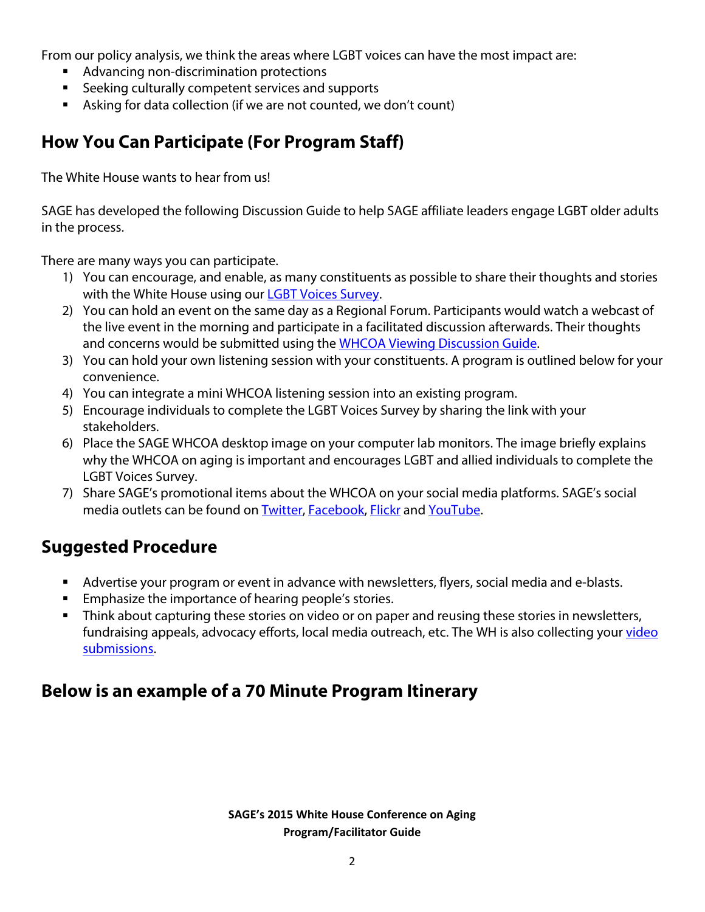From our policy analysis, we think the areas where LGBT voices can have the most impact are:

- Advancing non-discrimination protections
- Seeking culturally competent services and supports
- Asking for data collection (if we are not counted, we don't count)

## How You Can Participate (For Program Staff)

The White House wants to hear from us!

SAGE has developed the following Discussion Guide to help SAGE affiliate leaders engage LGBT older adults in the process.

There are many ways you can participate.

1) You can encourage, and enable, as many constituents as possible to share their thoughts and stories with the White House using our LGBT Voices Survey.
2) You can hold an event on the same day as a Regional Forum. Participants would watch a webcast of the live event in the morning and participate in a facilitated discussion afterwards. Their thoughts and concerns would be submitted using the WHCOA Viewing Discussion Guide.
3) You can hold your own listening session with your constituents. A program is outlined below for your convenience.
4) You can integrate a mini WHCOA listening session into an existing program.
5) Encourage individuals to complete the LGBT Voices Survey by sharing the link with your stakeholders.
6) Place the SAGE WHCOA desktop image on your computer lab monitors. The image briefly explains why the WHCOA on aging is important and encourages LGBT and allied individuals to complete the LGBT Voices Survey.
7) Share SAGE's promotional items about the WHCOA on your social media platforms. SAGE's social media outlets can be found on Twitter, Facebook, Flickr and YouTube.

## Suggested Procedure

- Advertise your program or event in advance with newsletters, flyers, social media and e-blasts.
- Emphasize the importance of hearing people's stories.
- Think about capturing these stories on video or on paper and reusing these stories in newsletters, fundraising appeals, advocacy efforts, local media outreach, etc. The WH is also collecting your video submissions.

## Below is an example of a 70 Minute Program Itinerary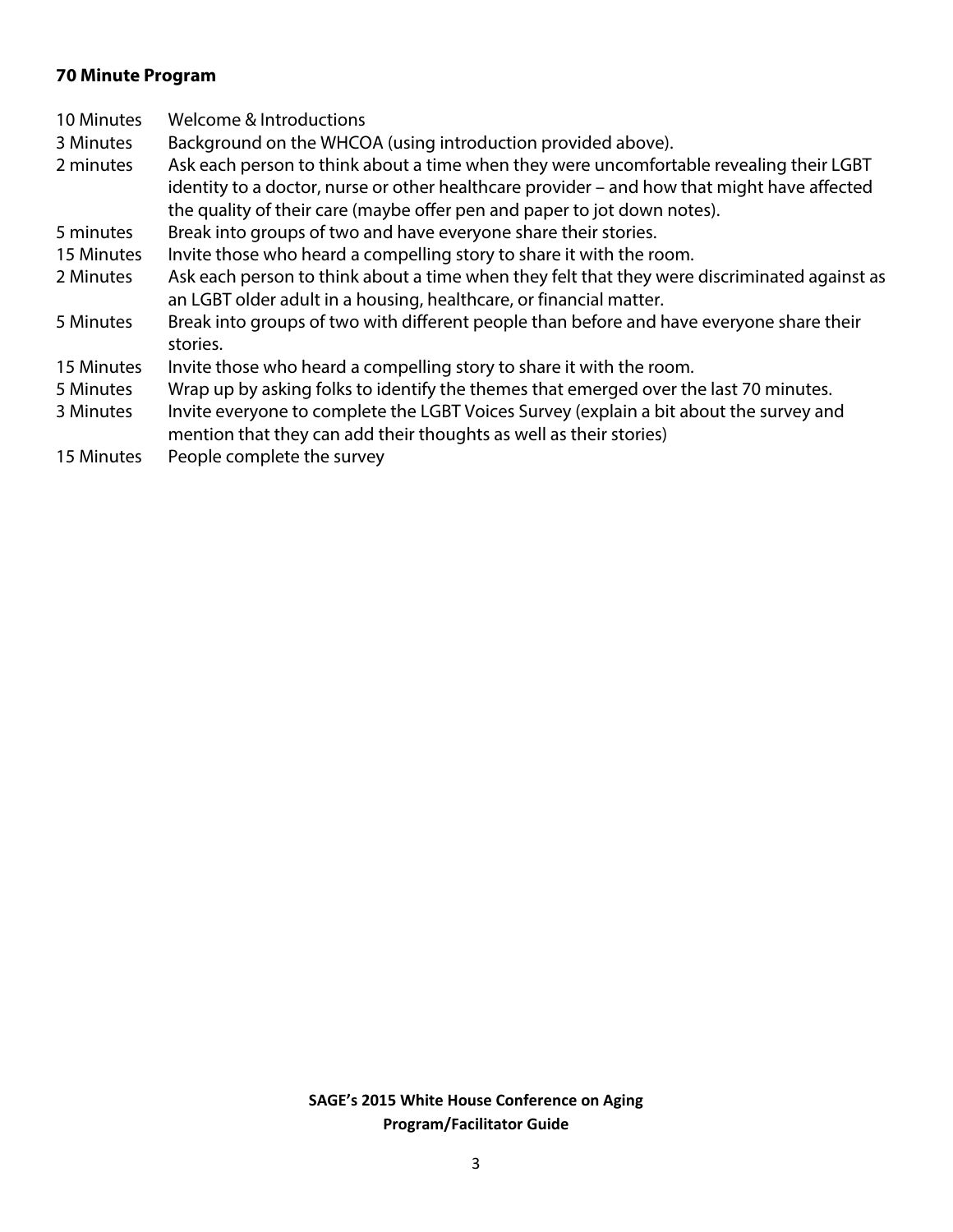**70 Minute Program**

| | |
|---|---|
| 10 Minutes | Welcome & Introductions |
| 3 Minutes | Background on the WHCOA (using introduction provided above). |
| 2 minutes | Ask each person to think about a time when they were uncomfortable revealing their LGBT identity to a doctor, nurse or other healthcare provider – and how that might have affected the quality of their care (maybe offer pen and paper to jot down notes). |
| 5 minutes | Break into groups of two and have everyone share their stories. |
| 15 Minutes | Invite those who heard a compelling story to share it with the room. |
| 2 Minutes | Ask each person to think about a time when they felt that they were discriminated against as an LGBT older adult in a housing, healthcare, or financial matter. |
| 5 Minutes | Break into groups of two with different people than before and have everyone share their stories. |
| 15 Minutes | Invite those who heard a compelling story to share it with the room. |
| 5 Minutes | Wrap up by asking folks to identify the themes that emerged over the last 70 minutes. |
| 3 Minutes | Invite everyone to complete the LGBT Voices Survey (explain a bit about the survey and mention that they can add their thoughts as well as their stories) |
| 15 Minutes | People complete the survey |